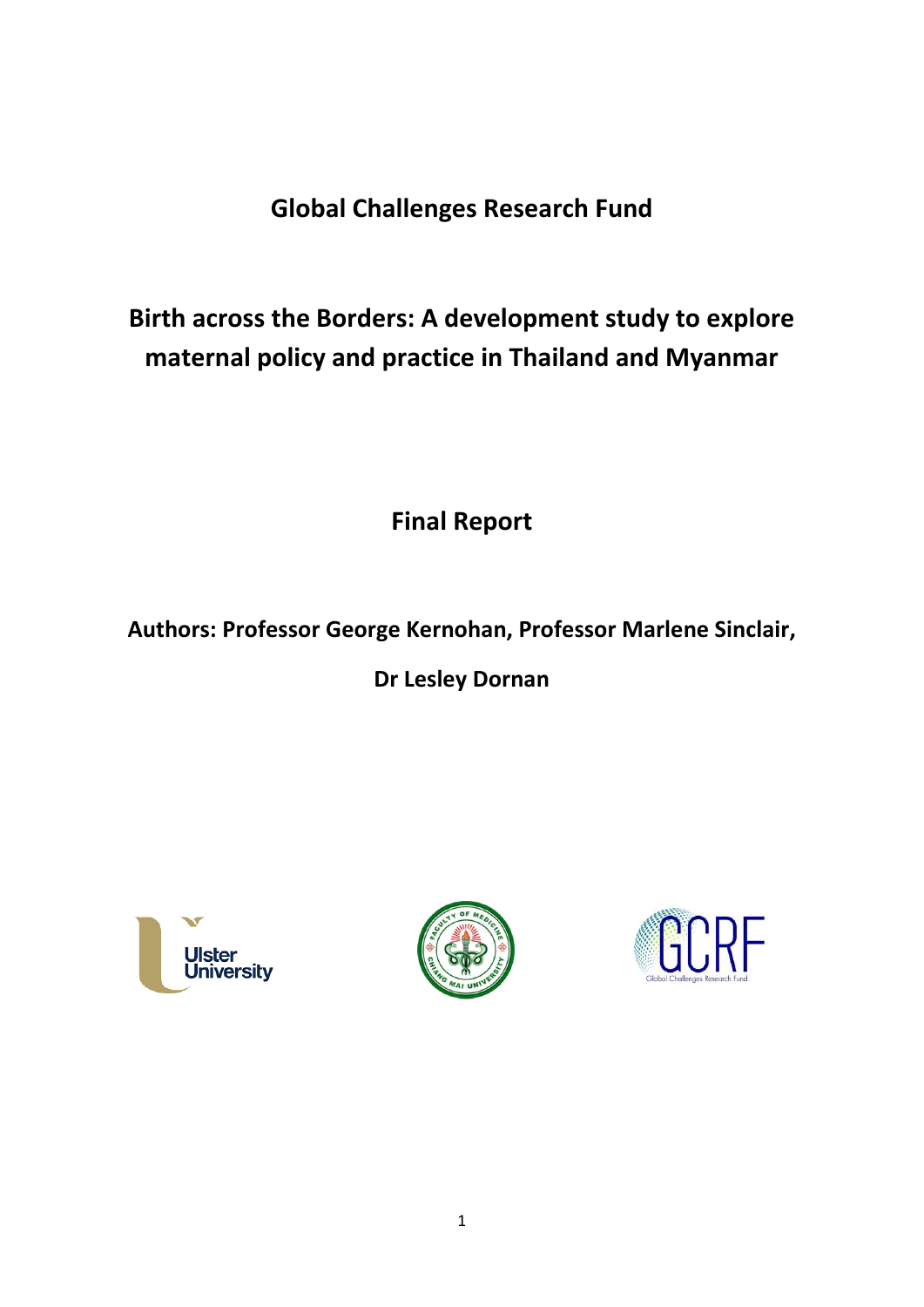**Global Challenges Research Fund**

# Birth across the Borders: A development study to explore maternal policy and practice in Thailand and Myanmar

## Final Report

**Authors: Professor George Kernohan, Professor Marlene Sinclair, Dr Lesley Dornan**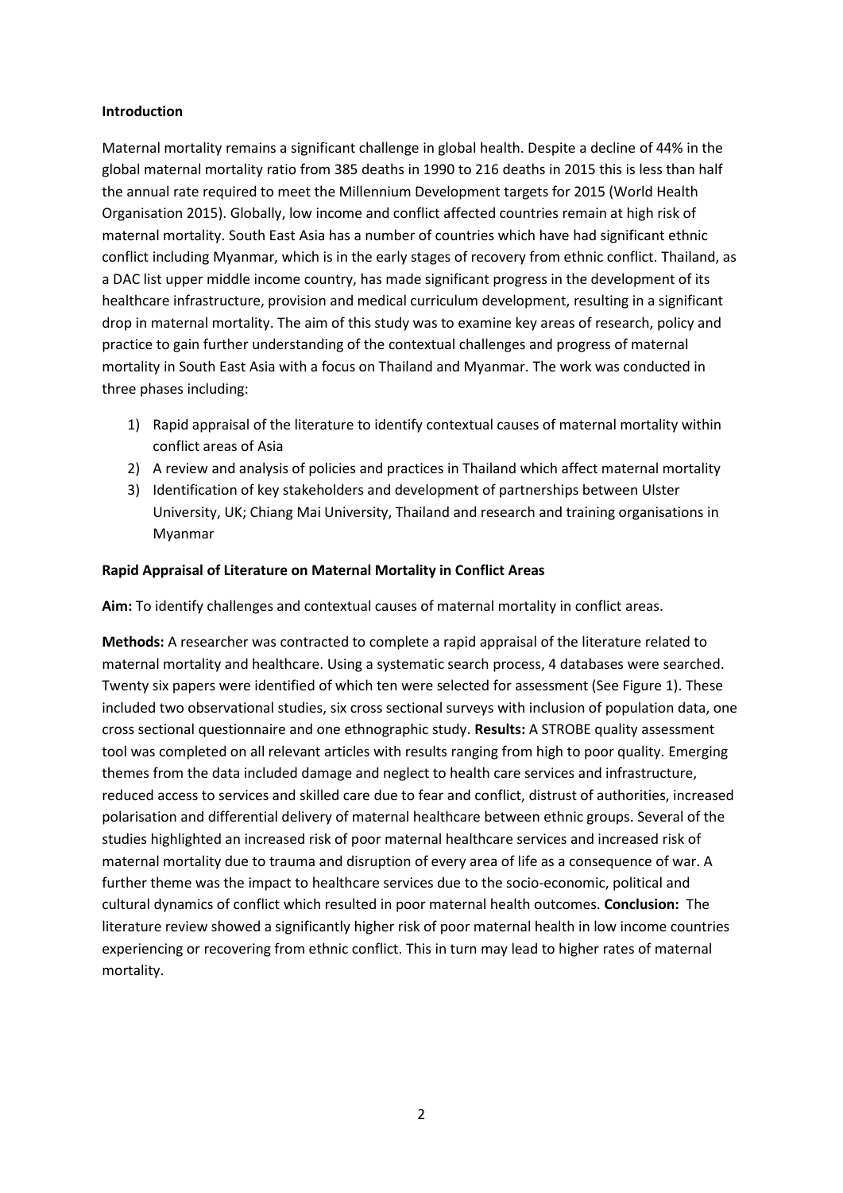**Introduction**

Maternal mortality remains a significant challenge in global health. Despite a decline of 44% in the global maternal mortality ratio from 385 deaths in 1990 to 216 deaths in 2015 this is less than half the annual rate required to meet the Millennium Development targets for 2015 (World Health Organisation 2015). Globally, low income and conflict affected countries remain at high risk of maternal mortality. South East Asia has a number of countries which have had significant ethnic conflict including Myanmar, which is in the early stages of recovery from ethnic conflict. Thailand, as a DAC list upper middle income country, has made significant progress in the development of its healthcare infrastructure, provision and medical curriculum development, resulting in a significant drop in maternal mortality. The aim of this study was to examine key areas of research, policy and practice to gain further understanding of the contextual challenges and progress of maternal mortality in South East Asia with a focus on Thailand and Myanmar. The work was conducted in three phases including:

1) Rapid appraisal of the literature to identify contextual causes of maternal mortality within conflict areas of Asia
2) A review and analysis of policies and practices in Thailand which affect maternal mortality
3) Identification of key stakeholders and development of partnerships between Ulster University, UK; Chiang Mai University, Thailand and research and training organisations in Myanmar

**Rapid Appraisal of Literature on Maternal Mortality in Conflict Areas**

**Aim:** To identify challenges and contextual causes of maternal mortality in conflict areas.

**Methods:** A researcher was contracted to complete a rapid appraisal of the literature related to maternal mortality and healthcare. Using a systematic search process, 4 databases were searched. Twenty six papers were identified of which ten were selected for assessment (See Figure 1). These included two observational studies, six cross sectional surveys with inclusion of population data, one cross sectional questionnaire and one ethnographic study. **Results:** A STROBE quality assessment tool was completed on all relevant articles with results ranging from high to poor quality. Emerging themes from the data included damage and neglect to health care services and infrastructure, reduced access to services and skilled care due to fear and conflict, distrust of authorities, increased polarisation and differential delivery of maternal healthcare between ethnic groups. Several of the studies highlighted an increased risk of poor maternal healthcare services and increased risk of maternal mortality due to trauma and disruption of every area of life as a consequence of war. A further theme was the impact to healthcare services due to the socio-economic, political and cultural dynamics of conflict which resulted in poor maternal health outcomes. **Conclusion:** The literature review showed a significantly higher risk of poor maternal health in low income countries experiencing or recovering from ethnic conflict. This in turn may lead to higher rates of maternal mortality.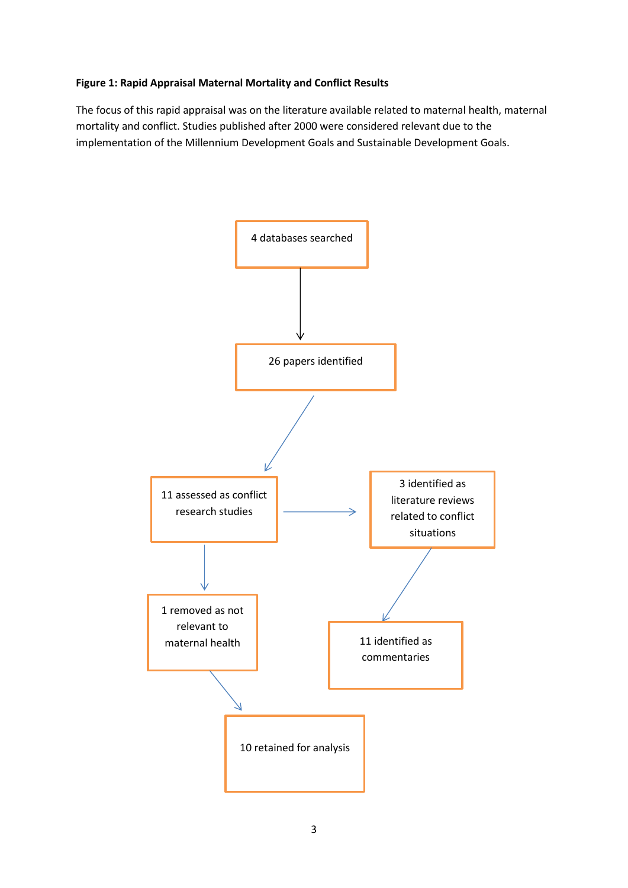**Figure 1: Rapid Appraisal Maternal Mortality and Conflict Results**

The focus of this rapid appraisal was on the literature available related to maternal health, maternal mortality and conflict. Studies published after 2000 were considered relevant due to the implementation of the Millennium Development Goals and Sustainable Development Goals.

4 databases searched

26 papers identified

11 assessed as conflict research studies

3 identified as literature reviews related to conflict situations

1 removed as not relevant to maternal health

11 identified as commentaries

10 retained for analysis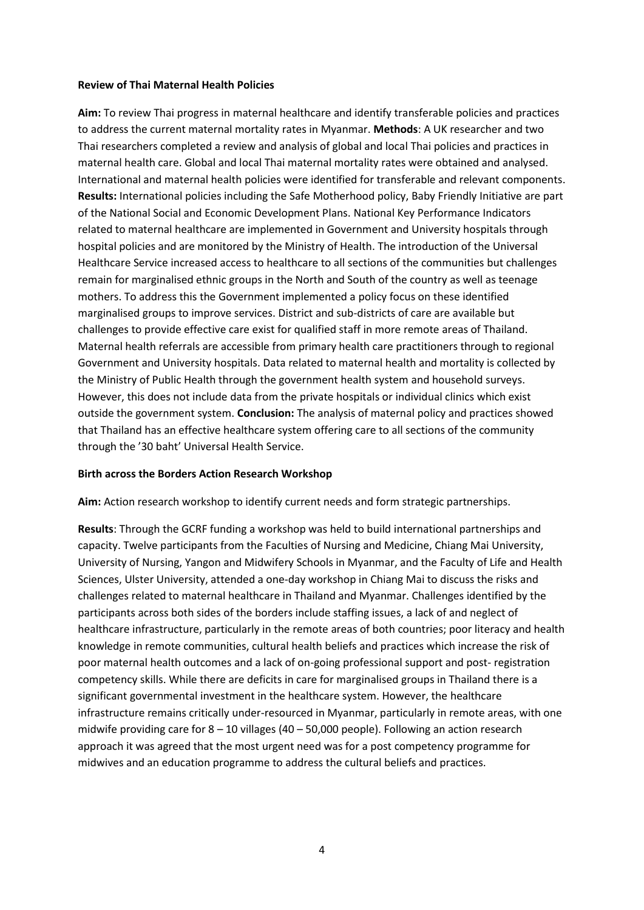**Review of Thai Maternal Health Policies**

**Aim:** To review Thai progress in maternal healthcare and identify transferable policies and practices to address the current maternal mortality rates in Myanmar. **Methods**: A UK researcher and two Thai researchers completed a review and analysis of global and local Thai policies and practices in maternal health care. Global and local Thai maternal mortality rates were obtained and analysed. International and maternal health policies were identified for transferable and relevant components. **Results:** International policies including the Safe Motherhood policy, Baby Friendly Initiative are part of the National Social and Economic Development Plans. National Key Performance Indicators related to maternal healthcare are implemented in Government and University hospitals through hospital policies and are monitored by the Ministry of Health. The introduction of the Universal Healthcare Service increased access to healthcare to all sections of the communities but challenges remain for marginalised ethnic groups in the North and South of the country as well as teenage mothers. To address this the Government implemented a policy focus on these identified marginalised groups to improve services. District and sub-districts of care are available but challenges to provide effective care exist for qualified staff in more remote areas of Thailand. Maternal health referrals are accessible from primary health care practitioners through to regional Government and University hospitals. Data related to maternal health and mortality is collected by the Ministry of Public Health through the government health system and household surveys. However, this does not include data from the private hospitals or individual clinics which exist outside the government system. **Conclusion:** The analysis of maternal policy and practices showed that Thailand has an effective healthcare system offering care to all sections of the community through the '30 baht' Universal Health Service.

**Birth across the Borders Action Research Workshop**

**Aim:** Action research workshop to identify current needs and form strategic partnerships.

**Results**: Through the GCRF funding a workshop was held to build international partnerships and capacity. Twelve participants from the Faculties of Nursing and Medicine, Chiang Mai University, University of Nursing, Yangon and Midwifery Schools in Myanmar, and the Faculty of Life and Health Sciences, Ulster University, attended a one-day workshop in Chiang Mai to discuss the risks and challenges related to maternal healthcare in Thailand and Myanmar. Challenges identified by the participants across both sides of the borders include staffing issues, a lack of and neglect of healthcare infrastructure, particularly in the remote areas of both countries; poor literacy and health knowledge in remote communities, cultural health beliefs and practices which increase the risk of poor maternal health outcomes and a lack of on-going professional support and post- registration competency skills. While there are deficits in care for marginalised groups in Thailand there is a significant governmental investment in the healthcare system. However, the healthcare infrastructure remains critically under-resourced in Myanmar, particularly in remote areas, with one midwife providing care for 8 – 10 villages (40 – 50,000 people). Following an action research approach it was agreed that the most urgent need was for a post competency programme for midwives and an education programme to address the cultural beliefs and practices.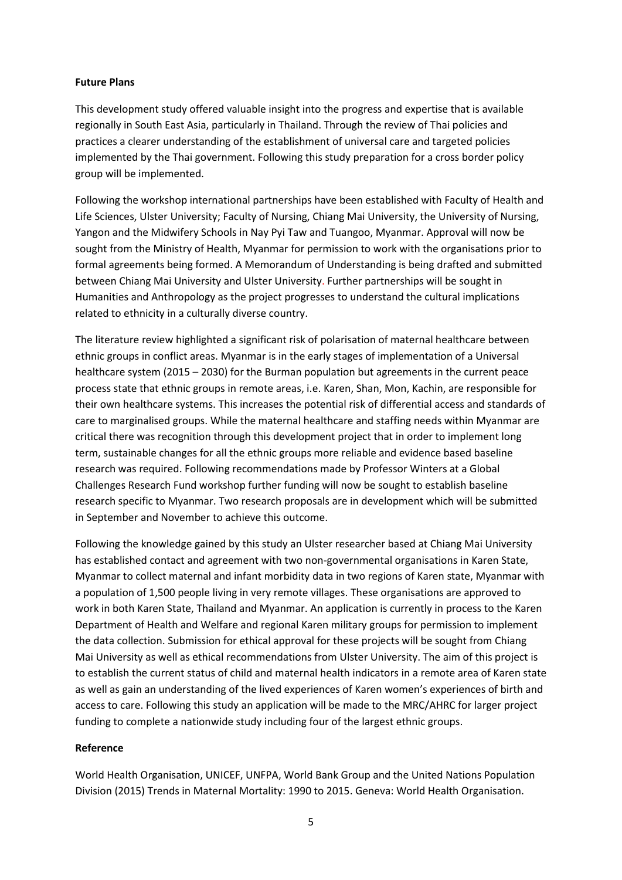**Future Plans**

This development study offered valuable insight into the progress and expertise that is available regionally in South East Asia, particularly in Thailand. Through the review of Thai policies and practices a clearer understanding of the establishment of universal care and targeted policies implemented by the Thai government. Following this study preparation for a cross border policy group will be implemented.

Following the workshop international partnerships have been established with Faculty of Health and Life Sciences, Ulster University; Faculty of Nursing, Chiang Mai University, the University of Nursing, Yangon and the Midwifery Schools in Nay Pyi Taw and Tuangoo, Myanmar. Approval will now be sought from the Ministry of Health, Myanmar for permission to work with the organisations prior to formal agreements being formed. A Memorandum of Understanding is being drafted and submitted between Chiang Mai University and Ulster University. Further partnerships will be sought in Humanities and Anthropology as the project progresses to understand the cultural implications related to ethnicity in a culturally diverse country.

The literature review highlighted a significant risk of polarisation of maternal healthcare between ethnic groups in conflict areas. Myanmar is in the early stages of implementation of a Universal healthcare system (2015 – 2030) for the Burman population but agreements in the current peace process state that ethnic groups in remote areas, i.e. Karen, Shan, Mon, Kachin, are responsible for their own healthcare systems. This increases the potential risk of differential access and standards of care to marginalised groups. While the maternal healthcare and staffing needs within Myanmar are critical there was recognition through this development project that in order to implement long term, sustainable changes for all the ethnic groups more reliable and evidence based baseline research was required. Following recommendations made by Professor Winters at a Global Challenges Research Fund workshop further funding will now be sought to establish baseline research specific to Myanmar. Two research proposals are in development which will be submitted in September and November to achieve this outcome.

Following the knowledge gained by this study an Ulster researcher based at Chiang Mai University has established contact and agreement with two non-governmental organisations in Karen State, Myanmar to collect maternal and infant morbidity data in two regions of Karen state, Myanmar with a population of 1,500 people living in very remote villages. These organisations are approved to work in both Karen State, Thailand and Myanmar. An application is currently in process to the Karen Department of Health and Welfare and regional Karen military groups for permission to implement the data collection. Submission for ethical approval for these projects will be sought from Chiang Mai University as well as ethical recommendations from Ulster University. The aim of this project is to establish the current status of child and maternal health indicators in a remote area of Karen state as well as gain an understanding of the lived experiences of Karen women's experiences of birth and access to care. Following this study an application will be made to the MRC/AHRC for larger project funding to complete a nationwide study including four of the largest ethnic groups.

**Reference**

World Health Organisation, UNICEF, UNFPA, World Bank Group and the United Nations Population Division (2015) Trends in Maternal Mortality: 1990 to 2015. Geneva: World Health Organisation.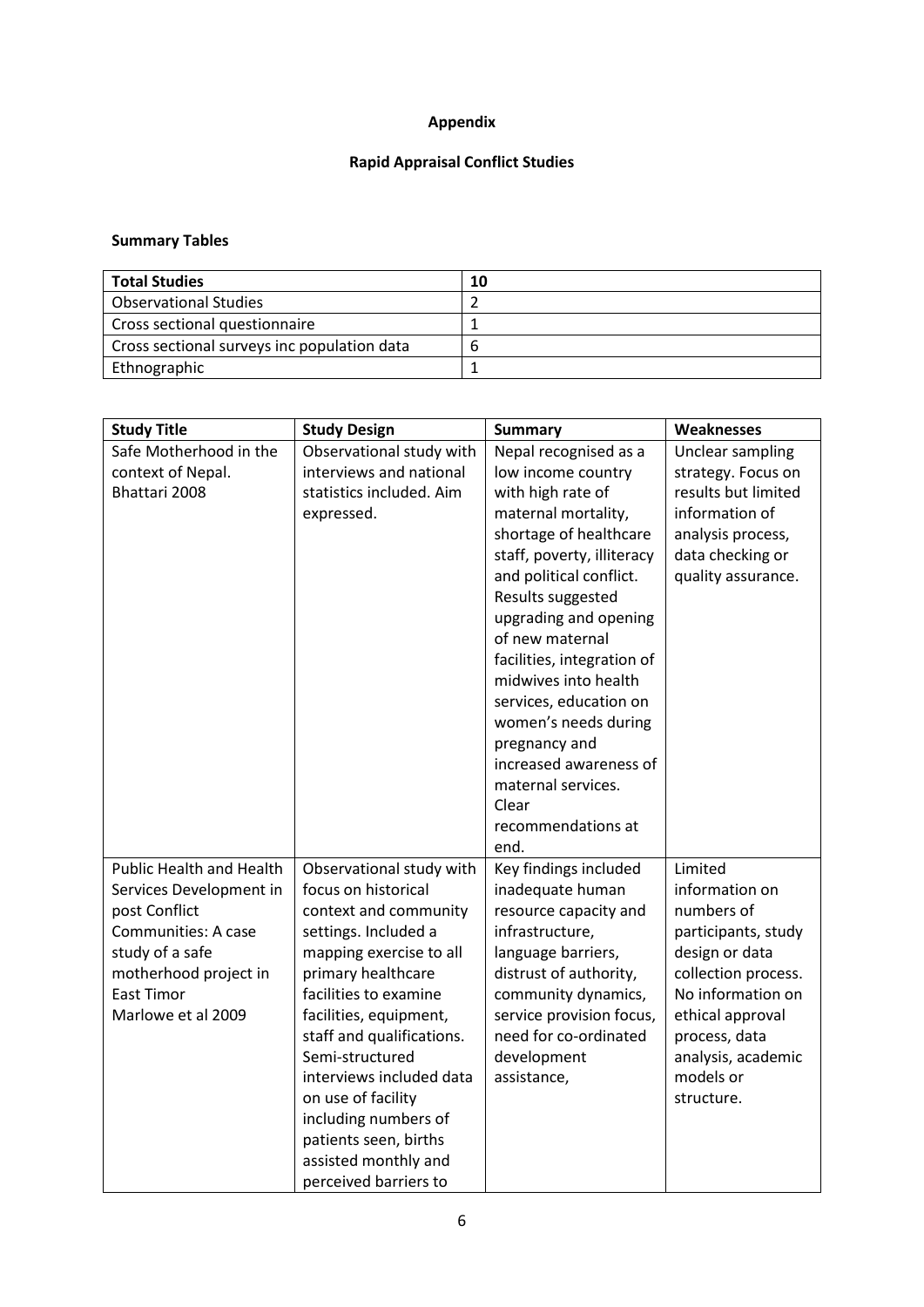**Appendix**

**Rapid Appraisal Conflict Studies**

**Summary Tables**

| **Total Studies** | **10** |
|---|---|
| Observational Studies | 2 |
| Cross sectional questionnaire | 1 |
| Cross sectional surveys inc population data | 6 |
| Ethnographic | 1 |

| **Study Title** | **Study Design** | **Summary** | **Weaknesses** |
|---|---|---|---|
| Safe Motherhood in the context of Nepal. Bhattari 2008 | Observational study with interviews and national statistics included. Aim expressed. | Nepal recognised as a low income country with high rate of maternal mortality, shortage of healthcare staff, poverty, illiteracy and political conflict. Results suggested upgrading and opening of new maternal facilities, integration of midwives into health services, education on women's needs during pregnancy and increased awareness of maternal services. Clear recommendations at end. | Unclear sampling strategy. Focus on results but limited information of analysis process, data checking or quality assurance. |
| Public Health and Health Services Development in post Conflict Communities: A case study of a safe motherhood project in East Timor Marlowe et al 2009 | Observational study with focus on historical context and community settings. Included a mapping exercise to all primary healthcare facilities to examine facilities, equipment, staff and qualifications. Semi-structured interviews included data on use of facility including numbers of patients seen, births assisted monthly and perceived barriers to | Key findings included inadequate human resource capacity and infrastructure, language barriers, distrust of authority, community dynamics, service provision focus, need for co-ordinated development assistance, | Limited information on numbers of participants, study design or data collection process. No information on ethical approval process, data analysis, academic models or structure. |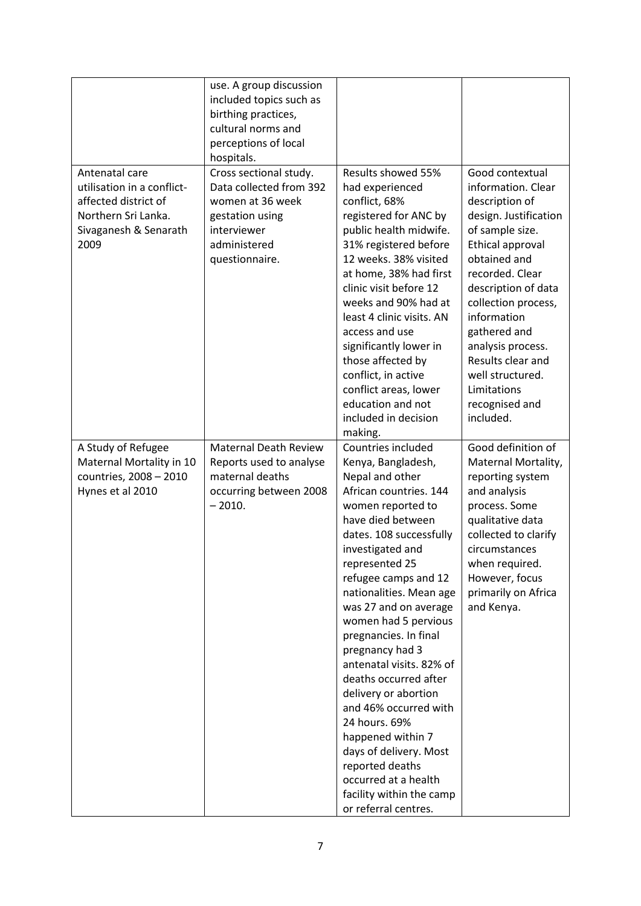| | | | |
|---|---|---|---|
| | use. A group discussion included topics such as birthing practices, cultural norms and perceptions of local hospitals. | | |
| Antenatal care utilisation in a conflict-affected district of Northern Sri Lanka. Sivaganesh & Senarath 2009 | Cross sectional study. Data collected from 392 women at 36 week gestation using interviewer administered questionnaire. | Results showed 55% had experienced conflict, 68% registered for ANC by public health midwife. 31% registered before 12 weeks. 38% visited at home, 38% had first clinic visit before 12 weeks and 90% had at least 4 clinic visits. AN access and use significantly lower in those affected by conflict, in active conflict areas, lower education and not included in decision making. | Good contextual information. Clear description of design. Justification of sample size. Ethical approval obtained and recorded. Clear description of data collection process, information gathered and analysis process. Results clear and well structured. Limitations recognised and included. |
| A Study of Refugee Maternal Mortality in 10 countries, 2008 – 2010 Hynes et al 2010 | Maternal Death Review Reports used to analyse maternal deaths occurring between 2008 – 2010. | Countries included Kenya, Bangladesh, Nepal and other African countries. 144 women reported to have died between dates. 108 successfully investigated and represented 25 refugee camps and 12 nationalities. Mean age was 27 and on average women had 5 pervious pregnancies. In final pregnancy had 3 antenatal visits. 82% of deaths occurred after delivery or abortion and 46% occurred with 24 hours. 69% happened within 7 days of delivery. Most reported deaths occurred at a health facility within the camp or referral centres. | Good definition of Maternal Mortality, reporting system and analysis process. Some qualitative data collected to clarify circumstances when required. However, focus primarily on Africa and Kenya. |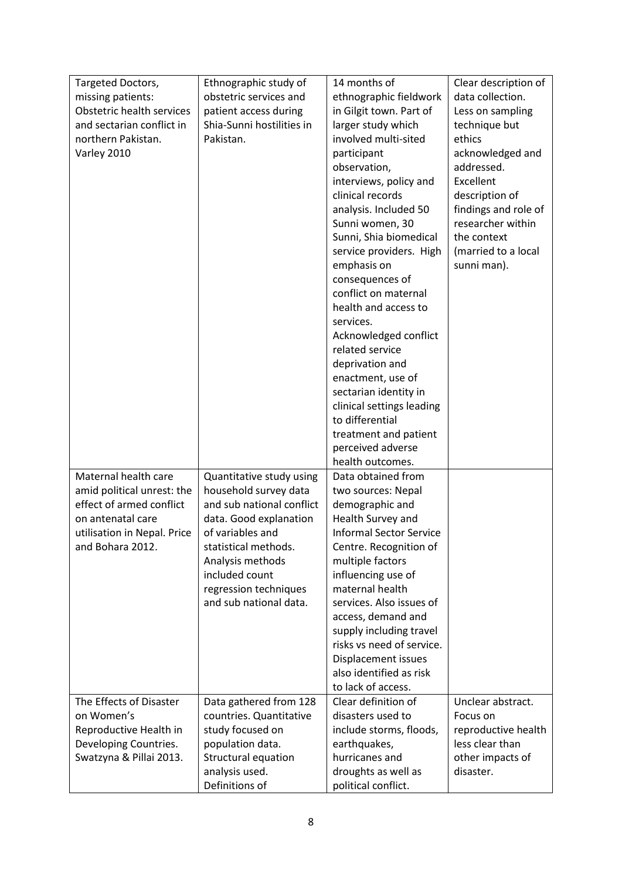| Targeted Doctors, missing patients: Obstetric health services and sectarian conflict in northern Pakistan. Varley 2010 | Ethnographic study of obstetric services and patient access during Shia-Sunni hostilities in Pakistan. | 14 months of ethnographic fieldwork in Gilgit town. Part of larger study which involved multi-sited participant observation, interviews, policy and clinical records analysis. Included 50 Sunni women, 30 Sunni, Shia biomedical service providers. High emphasis on consequences of conflict on maternal health and access to services. Acknowledged conflict related service deprivation and enactment, use of sectarian identity in clinical settings leading to differential treatment and patient perceived adverse health outcomes. | Clear description of data collection. Less on sampling technique but ethics acknowledged and addressed. Excellent description of findings and role of researcher within the context (married to a local sunni man). |
|---|---|---|---|
| Maternal health care amid political unrest: the effect of armed conflict on antenatal care utilisation in Nepal. Price and Bohara 2012. | Quantitative study using household survey data and sub national conflict data. Good explanation of variables and statistical methods. Analysis methods included count regression techniques and sub national data. | Data obtained from two sources: Nepal demographic and Health Survey and Informal Sector Service Centre. Recognition of multiple factors influencing use of maternal health services. Also issues of access, demand and supply including travel risks vs need of service. Displacement issues also identified as risk to lack of access. | |
| The Effects of Disaster on Women's Reproductive Health in Developing Countries. Swatzyna & Pillai 2013. | Data gathered from 128 countries. Quantitative study focused on population data. Structural equation analysis used. Definitions of | Clear definition of disasters used to include storms, floods, earthquakes, hurricanes and droughts as well as political conflict. | Unclear abstract. Focus on reproductive health less clear than other impacts of disaster. |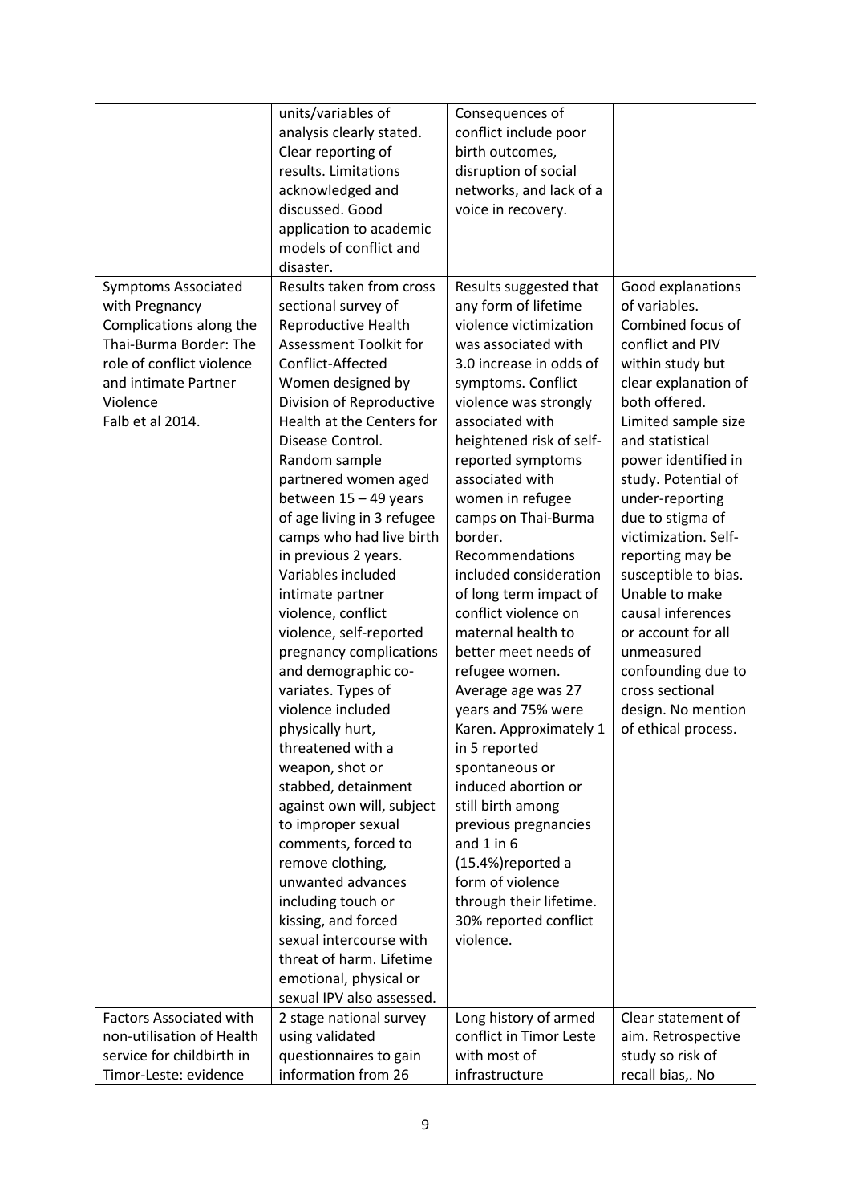|  |  |  |  |
|---|---|---|---|
|  | units/variables of analysis clearly stated. Clear reporting of results. Limitations acknowledged and discussed. Good application to academic models of conflict and disaster. | Consequences of conflict include poor birth outcomes, disruption of social networks, and lack of a voice in recovery. |  |
| Symptoms Associated with Pregnancy Complications along the Thai-Burma Border: The role of conflict violence and intimate Partner Violence<br>Falb et al 2014. | Results taken from cross sectional survey of Reproductive Health Assessment Toolkit for Conflict-Affected Women designed by Division of Reproductive Health at the Centers for Disease Control. Random sample partnered women aged between 15 – 49 years of age living in 3 refugee camps who had live birth in previous 2 years. Variables included intimate partner violence, conflict violence, self-reported pregnancy complications and demographic co-variates. Types of violence included physically hurt, threatened with a weapon, shot or stabbed, detainment against own will, subject to improper sexual comments, forced to remove clothing, unwanted advances including touch or kissing, and forced sexual intercourse with threat of harm. Lifetime emotional, physical or sexual IPV also assessed. | Results suggested that any form of lifetime violence victimization was associated with 3.0 increase in odds of symptoms. Conflict violence was strongly associated with heightened risk of self-reported symptoms associated with women in refugee camps on Thai-Burma border. Recommendations included consideration of long term impact of conflict violence on maternal health to better meet needs of refugee women. Average age was 27 years and 75% were Karen. Approximately 1 in 5 reported spontaneous or induced abortion or still birth among previous pregnancies and 1 in 6 (15.4%)reported a form of violence through their lifetime. 30% reported conflict violence. | Good explanations of variables. Combined focus of conflict and PIV within study but clear explanation of both offered. Limited sample size and statistical power identified in study. Potential of under-reporting due to stigma of victimization. Self-reporting may be susceptible to bias. Unable to make causal inferences or account for all unmeasured confounding due to cross sectional design. No mention of ethical process. |
| Factors Associated with non-utilisation of Health service for childbirth in Timor-Leste: evidence | 2 stage national survey using validated questionnaires to gain information from 26 | Long history of armed conflict in Timor Leste with most of infrastructure | Clear statement of aim. Retrospective study so risk of recall bias,. No |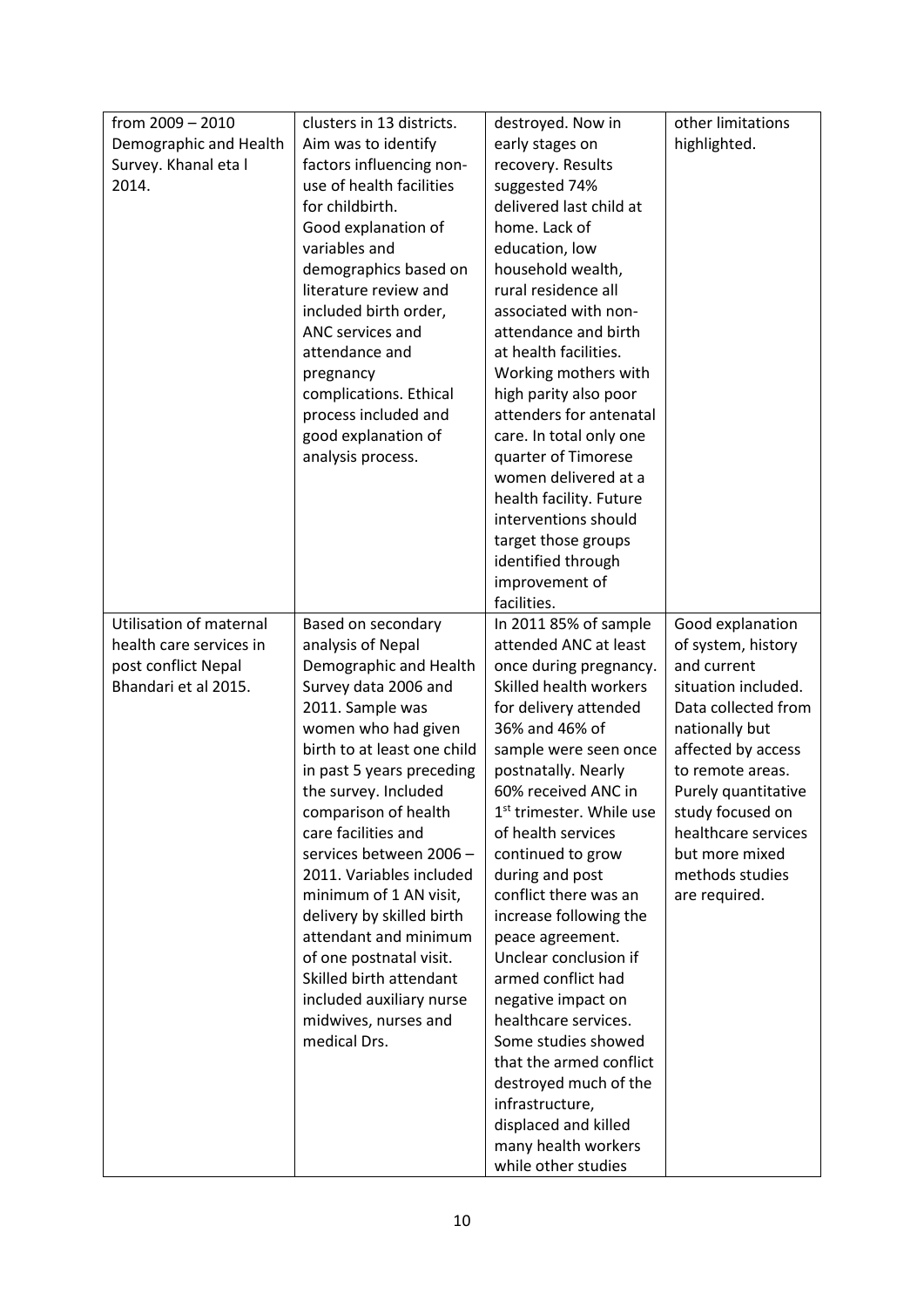| | | | |
|---|---|---|---|
| from 2009 – 2010 Demographic and Health Survey. Khanal eta l 2014. | clusters in 13 districts. Aim was to identify factors influencing non-use of health facilities for childbirth. Good explanation of variables and demographics based on literature review and included birth order, ANC services and attendance and pregnancy complications. Ethical process included and good explanation of analysis process. | destroyed. Now in early stages on recovery. Results suggested 74% delivered last child at home. Lack of education, low household wealth, rural residence all associated with non-attendance and birth at health facilities. Working mothers with high parity also poor attenders for antenatal care. In total only one quarter of Timorese women delivered at a health facility. Future interventions should target those groups identified through improvement of facilities. | other limitations highlighted. |
| Utilisation of maternal health care services in post conflict Nepal Bhandari et al 2015. | Based on secondary analysis of Nepal Demographic and Health Survey data 2006 and 2011. Sample was women who had given birth to at least one child in past 5 years preceding the survey. Included comparison of health care facilities and services between 2006 – 2011. Variables included minimum of 1 AN visit, delivery by skilled birth attendant and minimum of one postnatal visit. Skilled birth attendant included auxiliary nurse midwives, nurses and medical Drs. | In 2011 85% of sample attended ANC at least once during pregnancy. Skilled health workers for delivery attended 36% and 46% of sample were seen once postnatally. Nearly 60% received ANC in 1st trimester. While use of health services continued to grow during and post conflict there was an increase following the peace agreement. Unclear conclusion if armed conflict had negative impact on healthcare services. Some studies showed that the armed conflict destroyed much of the infrastructure, displaced and killed many health workers while other studies | Good explanation of system, history and current situation included. Data collected from nationally but affected by access to remote areas. Purely quantitative study focused on healthcare services but more mixed methods studies are required. |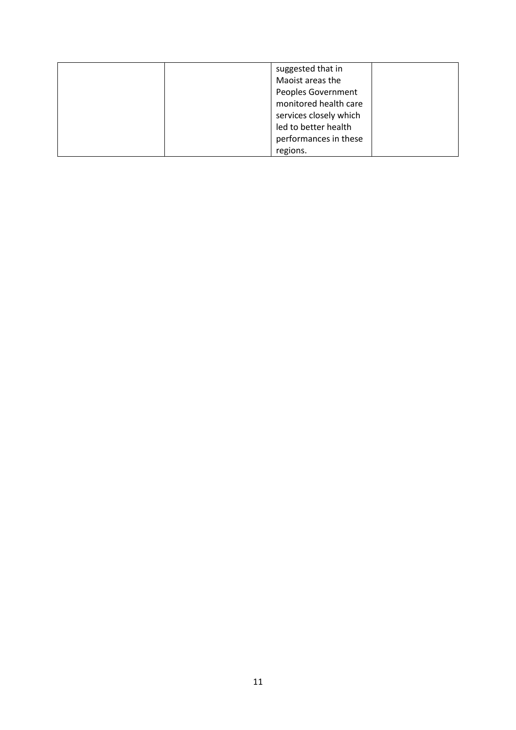| | | | |
|---|---|---|---|
| | | suggested that in Maoist areas the Peoples Government monitored health care services closely which led to better health performances in these regions. | |